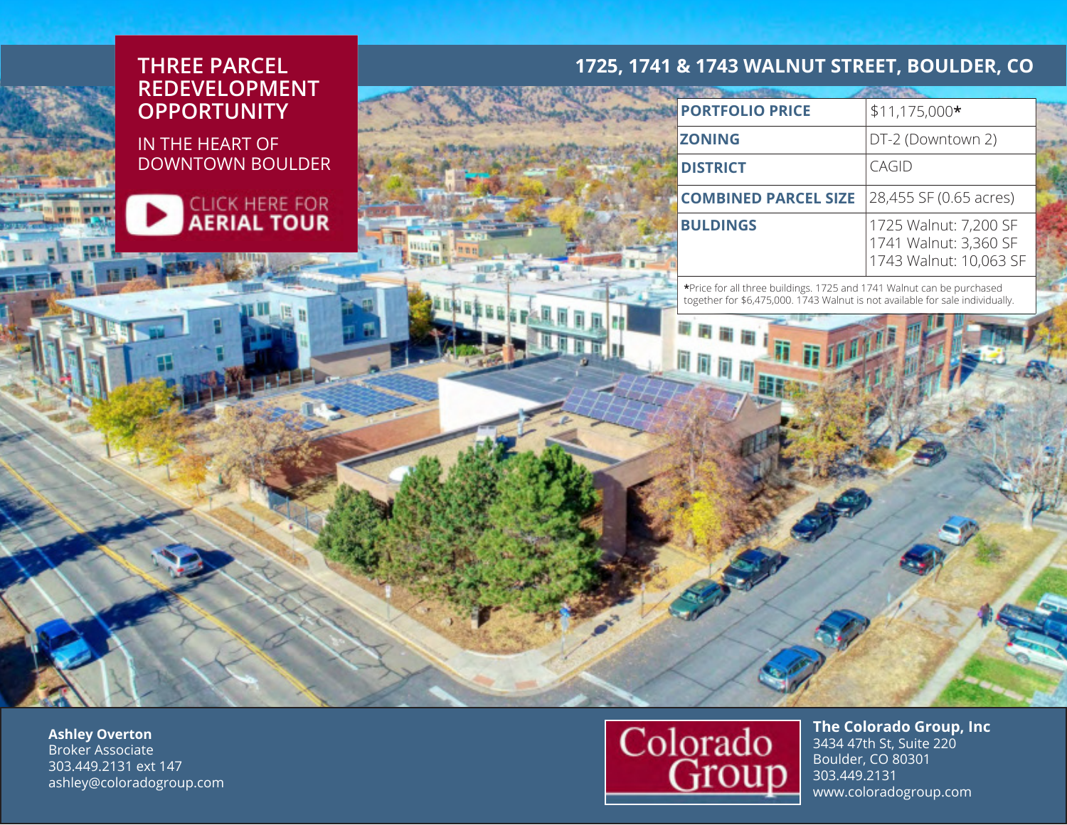# THREE PARCEL REDEVELOPMENT OPPORTUNITY

IN THE HEART OF DOWNTOWN BOULDER

CLICK HERE FOR **AERIAL TOUR**

## 1725, 1741 & 1743 WALNUT STREET, BOULDER, CO

| | |
|---|---|
| **PORTFOLIO PRICE** | $11,175,000* |
| **ZONING** | DT-2 (Downtown 2) |
| **DISTRICT** | CAGID |
| **COMBINED PARCEL SIZE** | 28,455 SF (0.65 acres) |
| **BULDINGS** | 1725 Walnut: 7,200 SF<br>1741 Walnut: 3,360 SF<br>1743 Walnut: 10,063 SF |

*Price for all three buildings. 1725 and 1741 Walnut can be purchased together for $6,475,000. 1743 Walnut is not available for sale individually.

**Ashley Overton**
Broker Associate
303.449.2131 ext 147
ashley@coloradogroup.com

Colorado Group

**The Colorado Group, Inc**
3434 47th St, Suite 220
Boulder, CO 80301
303.449.2131
www.coloradogroup.com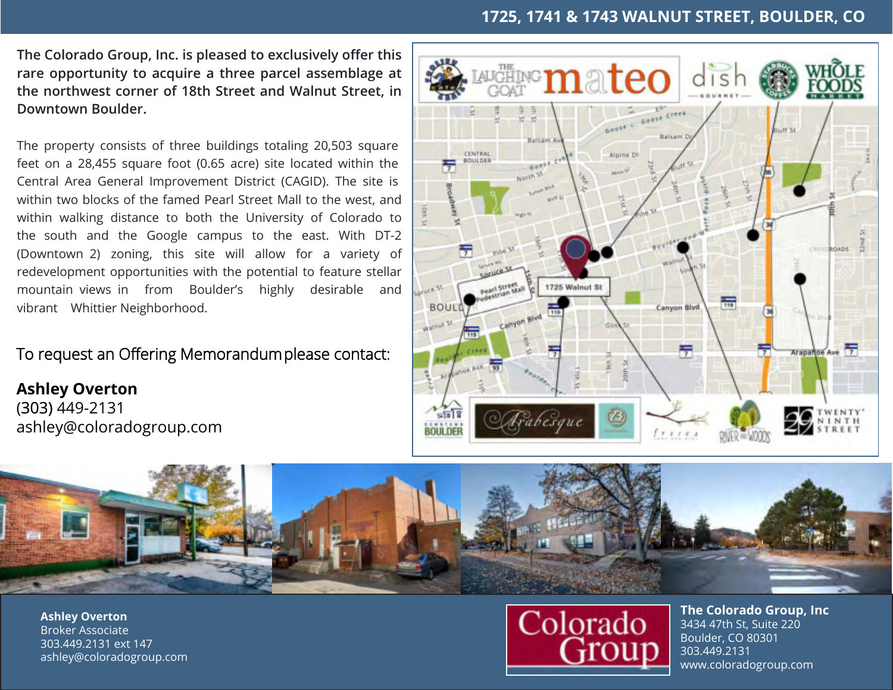# 1725, 1741 & 1743 WALNUT STREET, BOULDER, CO

**The Colorado Group, Inc. is pleased to exclusively offer this rare opportunity to acquire a three parcel assemblage at the northwest corner of 18th Street and Walnut Street, in Downtown Boulder.**

The property consists of three buildings totaling 20,503 square feet on a 28,455 square foot (0.65 acre) site located within the Central Area General Improvement District (CAGID). The site is within two blocks of the famed Pearl Street Mall to the west, and within walking distance to both the University of Colorado to the south and the Google campus to the east. With DT-2 (Downtown 2) zoning, this site will allow for a variety of redevelopment opportunities with the potential to feature stellar mountain views in from Boulder's highly desirable and vibrant Whittier Neighborhood.

To request an Offering Memorandum please contact:

**Ashley Overton**
(303) 449-2131
ashley@coloradogroup.com

**Ashley Overton**
Broker Associate
303.449.2131 ext 147
ashley@coloradogroup.com

**The Colorado Group, Inc**
3434 47th St, Suite 220
Boulder, CO 80301
303.449.2131
www.coloradogroup.com